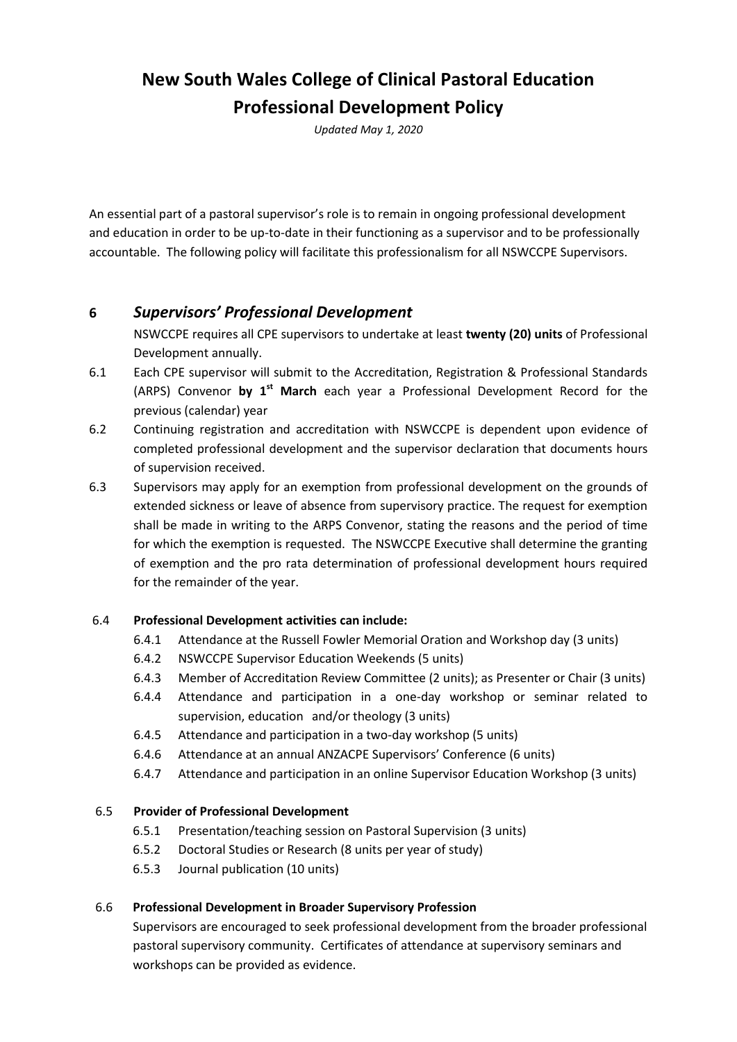# New South Wales College of Clinical Pastoral Education
# Professional Development Policy

*Updated May 1, 2020*

An essential part of a pastoral supervisor's role is to remain in ongoing professional development and education in order to be up-to-date in their functioning as a supervisor and to be professionally accountable. The following policy will facilitate this professionalism for all NSWCCPE Supervisors.

## 6 *Supervisors' Professional Development*

NSWCCPE requires all CPE supervisors to undertake at least **twenty (20) units** of Professional Development annually.

6.1 Each CPE supervisor will submit to the Accreditation, Registration & Professional Standards (ARPS) Convenor **by 1st March** each year a Professional Development Record for the previous (calendar) year

6.2 Continuing registration and accreditation with NSWCCPE is dependent upon evidence of completed professional development and the supervisor declaration that documents hours of supervision received.

6.3 Supervisors may apply for an exemption from professional development on the grounds of extended sickness or leave of absence from supervisory practice. The request for exemption shall be made in writing to the ARPS Convenor, stating the reasons and the period of time for which the exemption is requested. The NSWCCPE Executive shall determine the granting of exemption and the pro rata determination of professional development hours required for the remainder of the year.

6.4 **Professional Development activities can include:**

- 6.4.1 Attendance at the Russell Fowler Memorial Oration and Workshop day (3 units)
- 6.4.2 NSWCCPE Supervisor Education Weekends (5 units)
- 6.4.3 Member of Accreditation Review Committee (2 units); as Presenter or Chair (3 units)
- 6.4.4 Attendance and participation in a one-day workshop or seminar related to supervision, education and/or theology (3 units)
- 6.4.5 Attendance and participation in a two-day workshop (5 units)
- 6.4.6 Attendance at an annual ANZACPE Supervisors' Conference (6 units)
- 6.4.7 Attendance and participation in an online Supervisor Education Workshop (3 units)

6.5 **Provider of Professional Development**

- 6.5.1 Presentation/teaching session on Pastoral Supervision (3 units)
- 6.5.2 Doctoral Studies or Research (8 units per year of study)
- 6.5.3 Journal publication (10 units)

6.6 **Professional Development in Broader Supervisory Profession**

Supervisors are encouraged to seek professional development from the broader professional pastoral supervisory community. Certificates of attendance at supervisory seminars and workshops can be provided as evidence.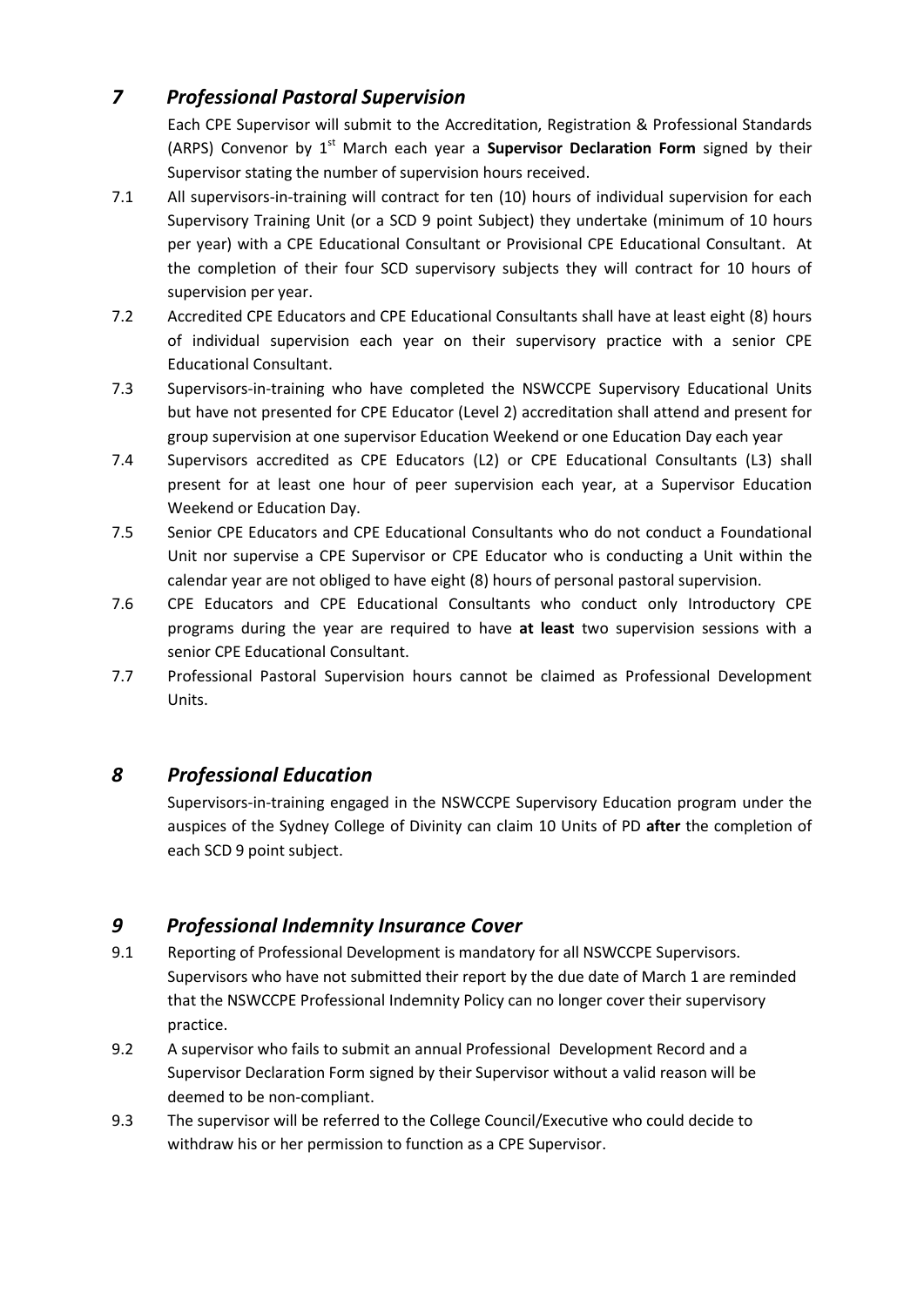## *7 Professional Pastoral Supervision*

Each CPE Supervisor will submit to the Accreditation, Registration & Professional Standards (ARPS) Convenor by 1st March each year a **Supervisor Declaration Form** signed by their Supervisor stating the number of supervision hours received.

7.1 All supervisors-in-training will contract for ten (10) hours of individual supervision for each Supervisory Training Unit (or a SCD 9 point Subject) they undertake (minimum of 10 hours per year) with a CPE Educational Consultant or Provisional CPE Educational Consultant. At the completion of their four SCD supervisory subjects they will contract for 10 hours of supervision per year.

7.2 Accredited CPE Educators and CPE Educational Consultants shall have at least eight (8) hours of individual supervision each year on their supervisory practice with a senior CPE Educational Consultant.

7.3 Supervisors-in-training who have completed the NSWCCPE Supervisory Educational Units but have not presented for CPE Educator (Level 2) accreditation shall attend and present for group supervision at one supervisor Education Weekend or one Education Day each year

7.4 Supervisors accredited as CPE Educators (L2) or CPE Educational Consultants (L3) shall present for at least one hour of peer supervision each year, at a Supervisor Education Weekend or Education Day.

7.5 Senior CPE Educators and CPE Educational Consultants who do not conduct a Foundational Unit nor supervise a CPE Supervisor or CPE Educator who is conducting a Unit within the calendar year are not obliged to have eight (8) hours of personal pastoral supervision.

7.6 CPE Educators and CPE Educational Consultants who conduct only Introductory CPE programs during the year are required to have **at least** two supervision sessions with a senior CPE Educational Consultant.

7.7 Professional Pastoral Supervision hours cannot be claimed as Professional Development Units.

## *8 Professional Education*

Supervisors-in-training engaged in the NSWCCPE Supervisory Education program under the auspices of the Sydney College of Divinity can claim 10 Units of PD **after** the completion of each SCD 9 point subject.

## *9 Professional Indemnity Insurance Cover*

9.1 Reporting of Professional Development is mandatory for all NSWCCPE Supervisors. Supervisors who have not submitted their report by the due date of March 1 are reminded that the NSWCCPE Professional Indemnity Policy can no longer cover their supervisory practice.

9.2 A supervisor who fails to submit an annual Professional Development Record and a Supervisor Declaration Form signed by their Supervisor without a valid reason will be deemed to be non-compliant.

9.3 The supervisor will be referred to the College Council/Executive who could decide to withdraw his or her permission to function as a CPE Supervisor.